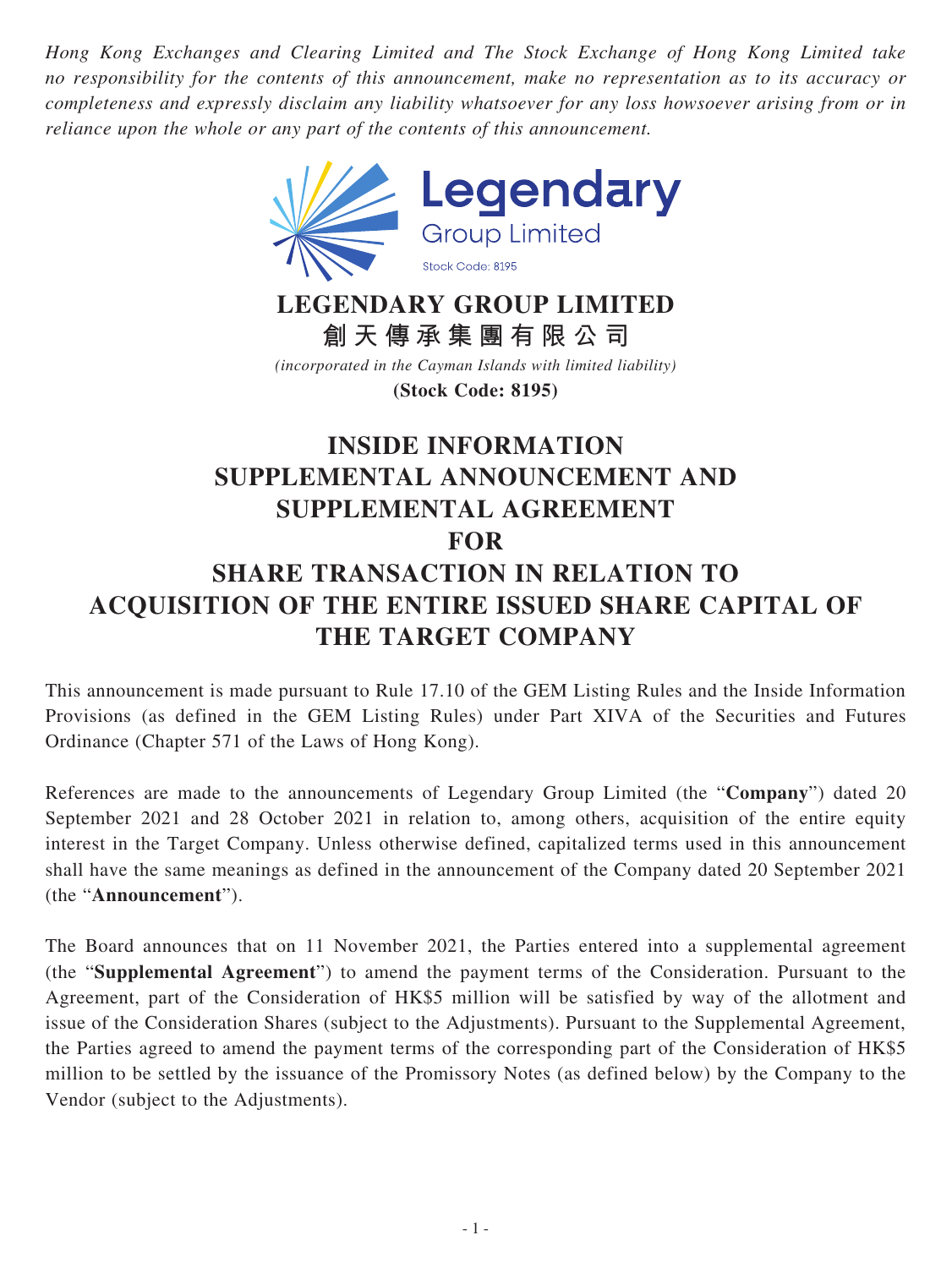*Hong Kong Exchanges and Clearing Limited and The Stock Exchange of Hong Kong Limited take no responsibility for the contents of this announcement, make no representation as to its accuracy or completeness and expressly disclaim any liability whatsoever for any loss howsoever arising from or in reliance upon the whole or any part of the contents of this announcement.*

Legendary
Group Limited
Stock Code: 8195

**LEGENDARY GROUP LIMITED**
**創天傳承集團有限公司**

*(incorporated in the Cayman Islands with limited liability)*
**(Stock Code: 8195)**

# INSIDE INFORMATION SUPPLEMENTAL ANNOUNCEMENT AND SUPPLEMENTAL AGREEMENT FOR SHARE TRANSACTION IN RELATION TO ACQUISITION OF THE ENTIRE ISSUED SHARE CAPITAL OF THE TARGET COMPANY

This announcement is made pursuant to Rule 17.10 of the GEM Listing Rules and the Inside Information Provisions (as defined in the GEM Listing Rules) under Part XIVA of the Securities and Futures Ordinance (Chapter 571 of the Laws of Hong Kong).

References are made to the announcements of Legendary Group Limited (the "**Company**") dated 20 September 2021 and 28 October 2021 in relation to, among others, acquisition of the entire equity interest in the Target Company. Unless otherwise defined, capitalized terms used in this announcement shall have the same meanings as defined in the announcement of the Company dated 20 September 2021 (the "**Announcement**").

The Board announces that on 11 November 2021, the Parties entered into a supplemental agreement (the "**Supplemental Agreement**") to amend the payment terms of the Consideration. Pursuant to the Agreement, part of the Consideration of HK$5 million will be satisfied by way of the allotment and issue of the Consideration Shares (subject to the Adjustments). Pursuant to the Supplemental Agreement, the Parties agreed to amend the payment terms of the corresponding part of the Consideration of HK$5 million to be settled by the issuance of the Promissory Notes (as defined below) by the Company to the Vendor (subject to the Adjustments).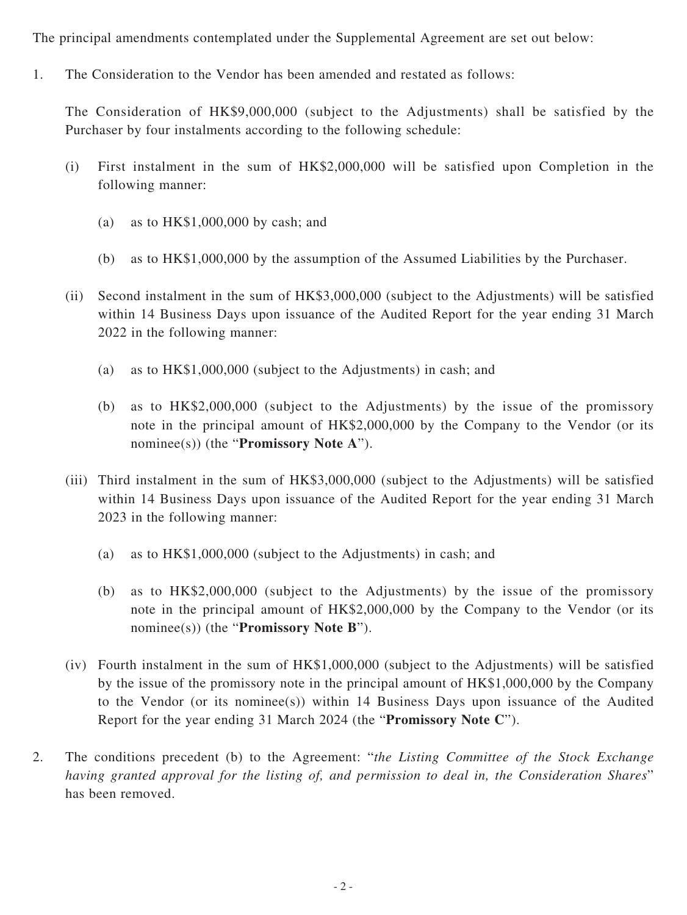The principal amendments contemplated under the Supplemental Agreement are set out below:

1. The Consideration to the Vendor has been amended and restated as follows:

   The Consideration of HK$9,000,000 (subject to the Adjustments) shall be satisfied by the Purchaser by four instalments according to the following schedule:

   (i) First instalment in the sum of HK$2,000,000 will be satisfied upon Completion in the following manner:

      (a) as to HK$1,000,000 by cash; and

      (b) as to HK$1,000,000 by the assumption of the Assumed Liabilities by the Purchaser.

   (ii) Second instalment in the sum of HK$3,000,000 (subject to the Adjustments) will be satisfied within 14 Business Days upon issuance of the Audited Report for the year ending 31 March 2022 in the following manner:

      (a) as to HK$1,000,000 (subject to the Adjustments) in cash; and

      (b) as to HK$2,000,000 (subject to the Adjustments) by the issue of the promissory note in the principal amount of HK$2,000,000 by the Company to the Vendor (or its nominee(s)) (the "**Promissory Note A**").

   (iii) Third instalment in the sum of HK$3,000,000 (subject to the Adjustments) will be satisfied within 14 Business Days upon issuance of the Audited Report for the year ending 31 March 2023 in the following manner:

      (a) as to HK$1,000,000 (subject to the Adjustments) in cash; and

      (b) as to HK$2,000,000 (subject to the Adjustments) by the issue of the promissory note in the principal amount of HK$2,000,000 by the Company to the Vendor (or its nominee(s)) (the "**Promissory Note B**").

   (iv) Fourth instalment in the sum of HK$1,000,000 (subject to the Adjustments) will be satisfied by the issue of the promissory note in the principal amount of HK$1,000,000 by the Company to the Vendor (or its nominee(s)) within 14 Business Days upon issuance of the Audited Report for the year ending 31 March 2024 (the "**Promissory Note C**").

2. The conditions precedent (b) to the Agreement: "*the Listing Committee of the Stock Exchange having granted approval for the listing of, and permission to deal in, the Consideration Shares*" has been removed.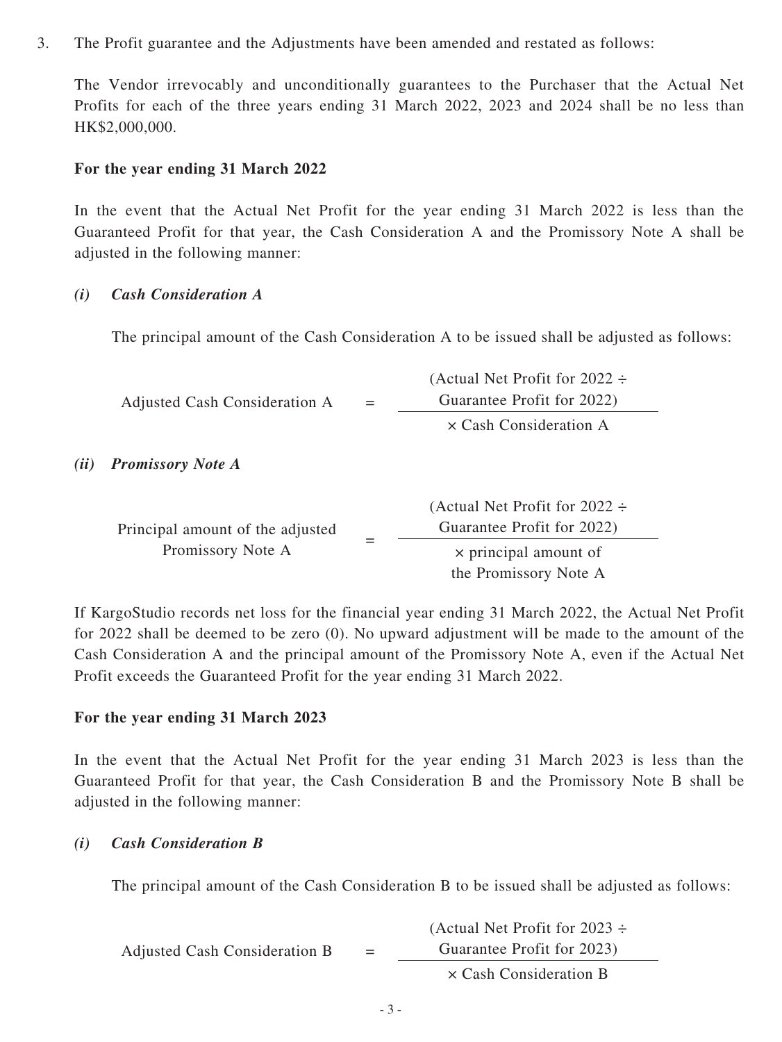3. The Profit guarantee and the Adjustments have been amended and restated as follows:

The Vendor irrevocably and unconditionally guarantees to the Purchaser that the Actual Net Profits for each of the three years ending 31 March 2022, 2023 and 2024 shall be no less than HK$2,000,000.

**For the year ending 31 March 2022**

In the event that the Actual Net Profit for the year ending 31 March 2022 is less than the Guaranteed Profit for that year, the Cash Consideration A and the Promissory Note A shall be adjusted in the following manner:

***(i) Cash Consideration A***

The principal amount of the Cash Consideration A to be issued shall be adjusted as follows:

$$\text{Adjusted Cash Consideration A} = \frac{(\text{Actual Net Profit for 2022} \div \text{Guarantee Profit for 2022})}{\times \text{ Cash Consideration A}}$$

***(ii) Promissory Note A***

$$\text{Principal amount of the adjusted Promissory Note A} = \frac{(\text{Actual Net Profit for 2022} \div \text{Guarantee Profit for 2022})}{\times \text{ principal amount of the Promissory Note A}}$$

If KargoStudio records net loss for the financial year ending 31 March 2022, the Actual Net Profit for 2022 shall be deemed to be zero (0). No upward adjustment will be made to the amount of the Cash Consideration A and the principal amount of the Promissory Note A, even if the Actual Net Profit exceeds the Guaranteed Profit for the year ending 31 March 2022.

**For the year ending 31 March 2023**

In the event that the Actual Net Profit for the year ending 31 March 2023 is less than the Guaranteed Profit for that year, the Cash Consideration B and the Promissory Note B shall be adjusted in the following manner:

***(i) Cash Consideration B***

The principal amount of the Cash Consideration B to be issued shall be adjusted as follows:

$$\text{Adjusted Cash Consideration B} = \frac{(\text{Actual Net Profit for 2023} \div \text{Guarantee Profit for 2023})}{\times \text{ Cash Consideration B}}$$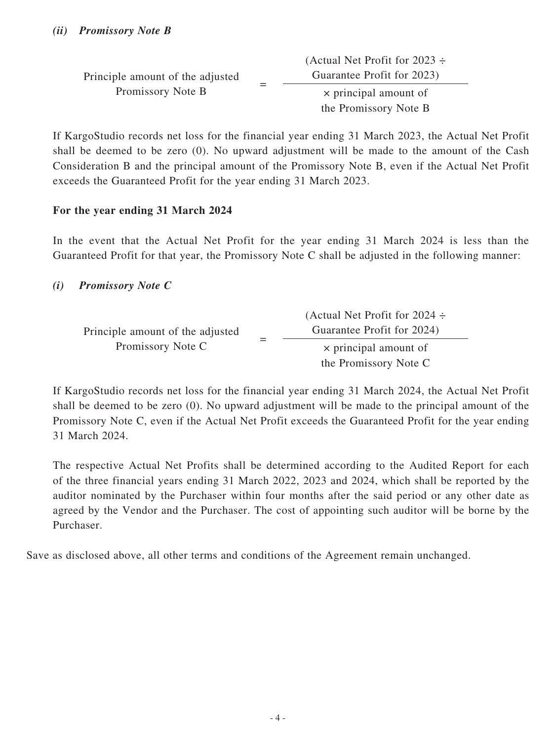*(ii)* ***Promissory Note B***

$$\text{Principle amount of the adjusted Promissory Note B} = \frac{(\text{Actual Net Profit for 2023} \div \text{Guarantee Profit for 2023})}{\times \text{ principal amount of the Promissory Note B}}$$

If KargoStudio records net loss for the financial year ending 31 March 2023, the Actual Net Profit shall be deemed to be zero (0). No upward adjustment will be made to the amount of the Cash Consideration B and the principal amount of the Promissory Note B, even if the Actual Net Profit exceeds the Guaranteed Profit for the year ending 31 March 2023.

**For the year ending 31 March 2024**

In the event that the Actual Net Profit for the year ending 31 March 2024 is less than the Guaranteed Profit for that year, the Promissory Note C shall be adjusted in the following manner:

*(i)* ***Promissory Note C***

$$\text{Principle amount of the adjusted Promissory Note C} = \frac{(\text{Actual Net Profit for 2024} \div \text{Guarantee Profit for 2024})}{\times \text{ principal amount of the Promissory Note C}}$$

If KargoStudio records net loss for the financial year ending 31 March 2024, the Actual Net Profit shall be deemed to be zero (0). No upward adjustment will be made to the principal amount of the Promissory Note C, even if the Actual Net Profit exceeds the Guaranteed Profit for the year ending 31 March 2024.

The respective Actual Net Profits shall be determined according to the Audited Report for each of the three financial years ending 31 March 2022, 2023 and 2024, which shall be reported by the auditor nominated by the Purchaser within four months after the said period or any other date as agreed by the Vendor and the Purchaser. The cost of appointing such auditor will be borne by the Purchaser.

Save as disclosed above, all other terms and conditions of the Agreement remain unchanged.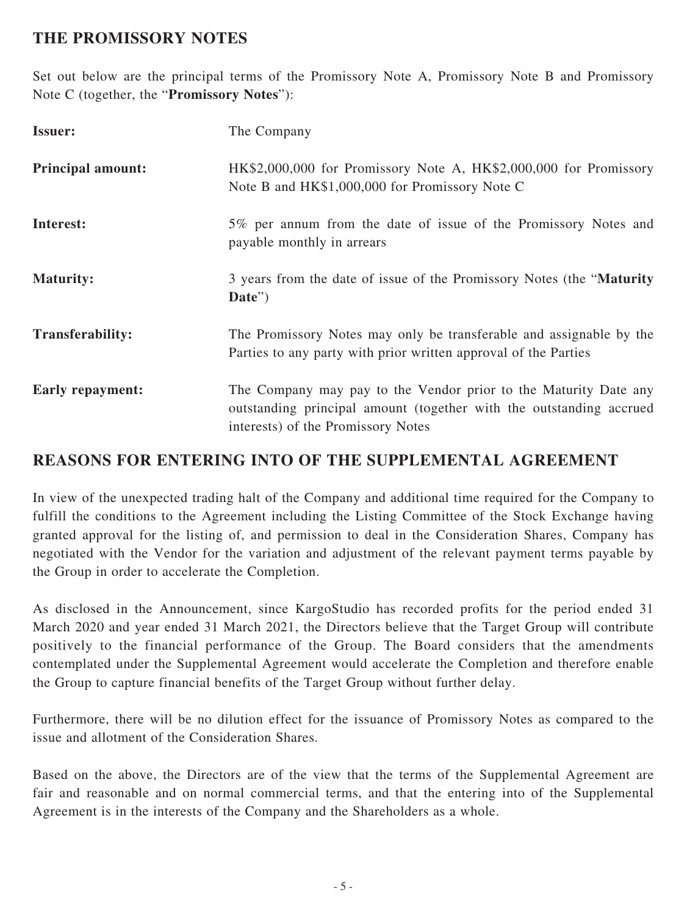## THE PROMISSORY NOTES

Set out below are the principal terms of the Promissory Note A, Promissory Note B and Promissory Note C (together, the "**Promissory Notes**"):

| | |
|---|---|
| **Issuer:** | The Company |
| **Principal amount:** | HK$2,000,000 for Promissory Note A, HK$2,000,000 for Promissory Note B and HK$1,000,000 for Promissory Note C |
| **Interest:** | 5% per annum from the date of issue of the Promissory Notes and payable monthly in arrears |
| **Maturity:** | 3 years from the date of issue of the Promissory Notes (the "**Maturity Date**") |
| **Transferability:** | The Promissory Notes may only be transferable and assignable by the Parties to any party with prior written approval of the Parties |
| **Early repayment:** | The Company may pay to the Vendor prior to the Maturity Date any outstanding principal amount (together with the outstanding accrued interests) of the Promissory Notes |

## REASONS FOR ENTERING INTO OF THE SUPPLEMENTAL AGREEMENT

In view of the unexpected trading halt of the Company and additional time required for the Company to fulfill the conditions to the Agreement including the Listing Committee of the Stock Exchange having granted approval for the listing of, and permission to deal in the Consideration Shares, Company has negotiated with the Vendor for the variation and adjustment of the relevant payment terms payable by the Group in order to accelerate the Completion.

As disclosed in the Announcement, since KargoStudio has recorded profits for the period ended 31 March 2020 and year ended 31 March 2021, the Directors believe that the Target Group will contribute positively to the financial performance of the Group. The Board considers that the amendments contemplated under the Supplemental Agreement would accelerate the Completion and therefore enable the Group to capture financial benefits of the Target Group without further delay.

Furthermore, there will be no dilution effect for the issuance of Promissory Notes as compared to the issue and allotment of the Consideration Shares.

Based on the above, the Directors are of the view that the terms of the Supplemental Agreement are fair and reasonable and on normal commercial terms, and that the entering into of the Supplemental Agreement is in the interests of the Company and the Shareholders as a whole.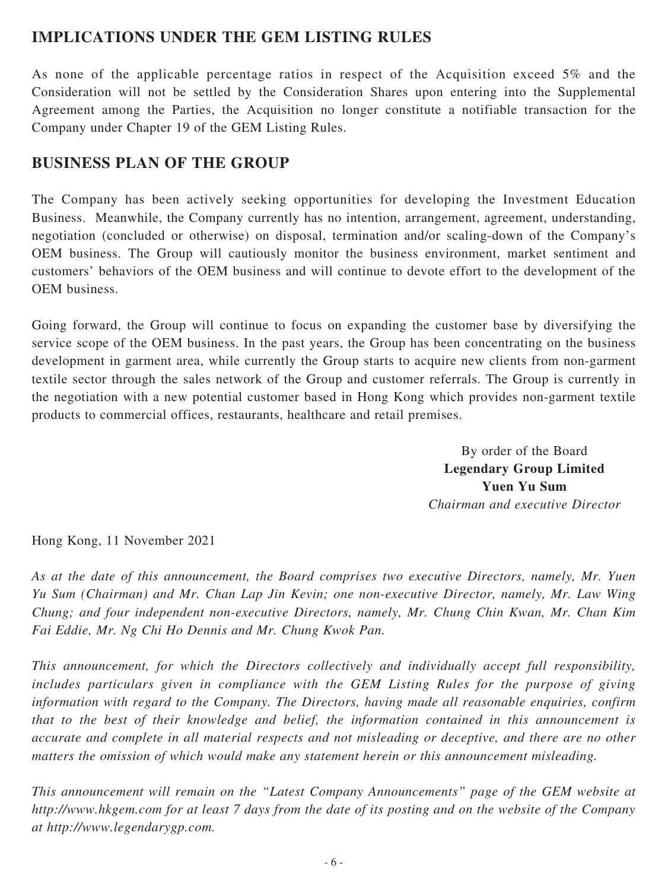## IMPLICATIONS UNDER THE GEM LISTING RULES

As none of the applicable percentage ratios in respect of the Acquisition exceed 5% and the Consideration will not be settled by the Consideration Shares upon entering into the Supplemental Agreement among the Parties, the Acquisition no longer constitute a notifiable transaction for the Company under Chapter 19 of the GEM Listing Rules.

## BUSINESS PLAN OF THE GROUP

The Company has been actively seeking opportunities for developing the Investment Education Business. Meanwhile, the Company currently has no intention, arrangement, agreement, understanding, negotiation (concluded or otherwise) on disposal, termination and/or scaling-down of the Company's OEM business. The Group will cautiously monitor the business environment, market sentiment and customers' behaviors of the OEM business and will continue to devote effort to the development of the OEM business.

Going forward, the Group will continue to focus on expanding the customer base by diversifying the service scope of the OEM business. In the past years, the Group has been concentrating on the business development in garment area, while currently the Group starts to acquire new clients from non-garment textile sector through the sales network of the Group and customer referrals. The Group is currently in the negotiation with a new potential customer based in Hong Kong which provides non-garment textile products to commercial offices, restaurants, healthcare and retail premises.

By order of the Board
**Legendary Group Limited**
**Yuen Yu Sum**
*Chairman and executive Director*

Hong Kong, 11 November 2021

*As at the date of this announcement, the Board comprises two executive Directors, namely, Mr. Yuen Yu Sum (Chairman) and Mr. Chan Lap Jin Kevin; one non-executive Director, namely, Mr. Law Wing Chung; and four independent non-executive Directors, namely, Mr. Chung Chin Kwan, Mr. Chan Kim Fai Eddie, Mr. Ng Chi Ho Dennis and Mr. Chung Kwok Pan.*

*This announcement, for which the Directors collectively and individually accept full responsibility, includes particulars given in compliance with the GEM Listing Rules for the purpose of giving information with regard to the Company. The Directors, having made all reasonable enquiries, confirm that to the best of their knowledge and belief, the information contained in this announcement is accurate and complete in all material respects and not misleading or deceptive, and there are no other matters the omission of which would make any statement herein or this announcement misleading.*

*This announcement will remain on the "Latest Company Announcements" page of the GEM website at http://www.hkgem.com for at least 7 days from the date of its posting and on the website of the Company at http://www.legendarygp.com.*